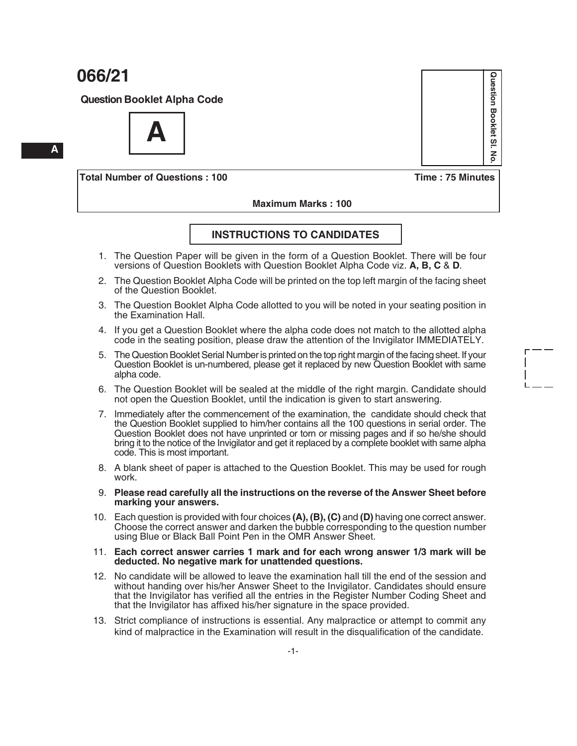# 066/21

**Question Booklet Alpha Code**

**A**

**Question Booklet Sl. No.**

| **Total Number of Questions : 100** | **Time : 75 Minutes** |
|---|---|
| | **Maximum Marks : 100** |

## INSTRUCTIONS TO CANDIDATES

1. The Question Paper will be given in the form of a Question Booklet. There will be four versions of Question Booklets with Question Booklet Alpha Code viz. **A, B, C** & **D**.
2. The Question Booklet Alpha Code will be printed on the top left margin of the facing sheet of the Question Booklet.
3. The Question Booklet Alpha Code allotted to you will be noted in your seating position in the Examination Hall.
4. If you get a Question Booklet where the alpha code does not match to the allotted alpha code in the seating position, please draw the attention of the Invigilator IMMEDIATELY.
5. The Question Booklet Serial Number is printed on the top right margin of the facing sheet. If your Question Booklet is un-numbered, please get it replaced by new Question Booklet with same alpha code.
6. The Question Booklet will be sealed at the middle of the right margin. Candidate should not open the Question Booklet, until the indication is given to start answering.
7. Immediately after the commencement of the examination, the candidate should check that the Question Booklet supplied to him/her contains all the 100 questions in serial order. The Question Booklet does not have unprinted or torn or missing pages and if so he/she should bring it to the notice of the Invigilator and get it replaced by a complete booklet with same alpha code. This is most important.
8. A blank sheet of paper is attached to the Question Booklet. This may be used for rough work.
9. **Please read carefully all the instructions on the reverse of the Answer Sheet before marking your answers.**
10. Each question is provided with four choices **(A), (B), (C)** and **(D)** having one correct answer. Choose the correct answer and darken the bubble corresponding to the question number using Blue or Black Ball Point Pen in the OMR Answer Sheet.
11. **Each correct answer carries 1 mark and for each wrong answer 1/3 mark will be deducted. No negative mark for unattended questions.**
12. No candidate will be allowed to leave the examination hall till the end of the session and without handing over his/her Answer Sheet to the Invigilator. Candidates should ensure that the Invigilator has verified all the entries in the Register Number Coding Sheet and that the Invigilator has affixed his/her signature in the space provided.
13. Strict compliance of instructions is essential. Any malpractice or attempt to commit any kind of malpractice in the Examination will result in the disqualification of the candidate.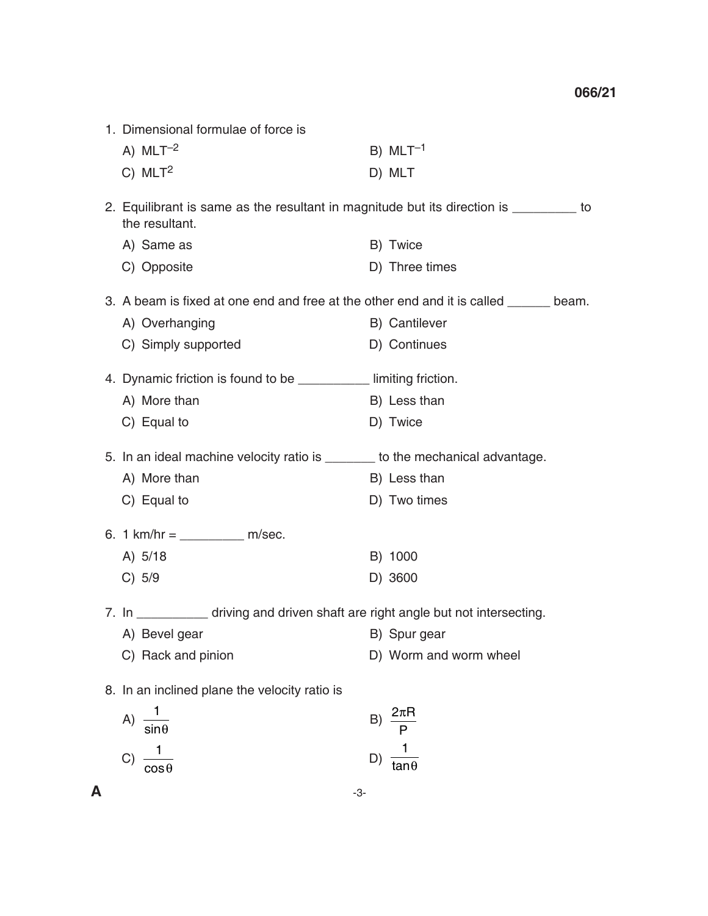1. Dimensional formulae of force is

   A) $MLT^{-2}$
   B) $MLT^{-1}$
   C) $MLT^{2}$
   D) MLT

2. Equilibrant is same as the resultant in magnitude but its direction is _________ to the resultant.

   A) Same as
   B) Twice
   C) Opposite
   D) Three times

3. A beam is fixed at one end and free at the other end and it is called ______ beam.

   A) Overhanging
   B) Cantilever
   C) Simply supported
   D) Continues

4. Dynamic friction is found to be __________ limiting friction.

   A) More than
   B) Less than
   C) Equal to
   D) Twice

5. In an ideal machine velocity ratio is _______ to the mechanical advantage.

   A) More than
   B) Less than
   C) Equal to
   D) Two times

6. 1 km/hr = _________ m/sec.

   A) 5/18
   B) 1000
   C) 5/9
   D) 3600

7. In __________ driving and driven shaft are right angle but not intersecting.

   A) Bevel gear
   B) Spur gear
   C) Rack and pinion
   D) Worm and worm wheel

8. In an inclined plane the velocity ratio is

   A) $\frac{1}{\sin\theta}$
   B) $\frac{2\pi R}{P}$
   C) $\frac{1}{\cos\theta}$
   D) $\frac{1}{\tan\theta}$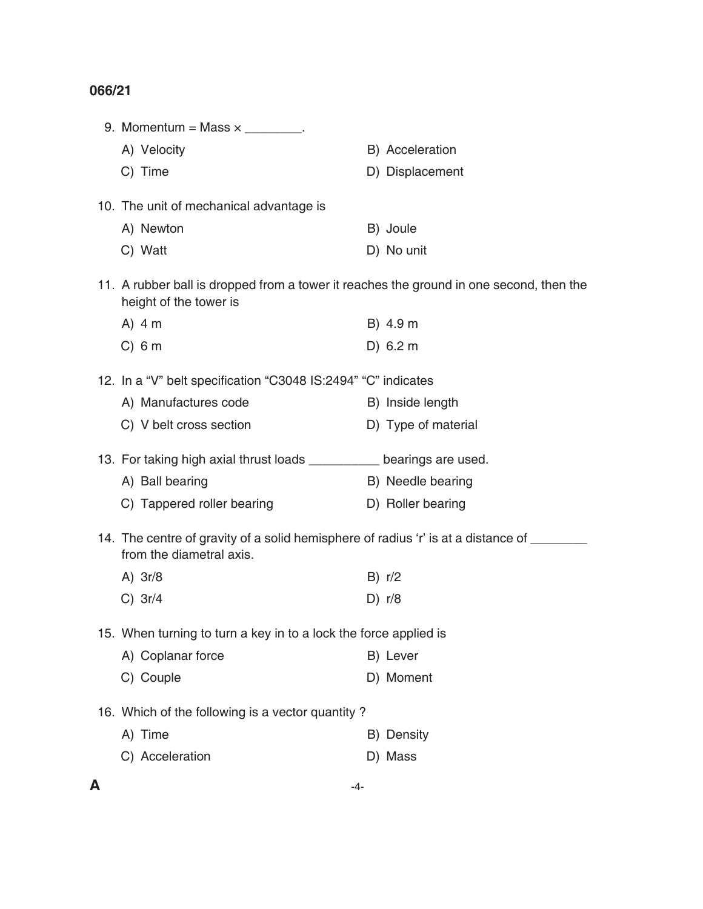9. Momentum = Mass × ________.

   A) Velocity
   B) Acceleration
   C) Time
   D) Displacement

10. The unit of mechanical advantage is

    A) Newton
    B) Joule
    C) Watt
    D) No unit

11. A rubber ball is dropped from a tower it reaches the ground in one second, then the height of the tower is

    A) 4 m
    B) 4.9 m
    C) 6 m
    D) 6.2 m

12. In a "V" belt specification "C3048 IS:2494" "C" indicates

    A) Manufactures code
    B) Inside length
    C) V belt cross section
    D) Type of material

13. For taking high axial thrust loads __________ bearings are used.

    A) Ball bearing
    B) Needle bearing
    C) Tappered roller bearing
    D) Roller bearing

14. The centre of gravity of a solid hemisphere of radius 'r' is at a distance of ________ from the diametral axis.

    A) 3r/8
    B) r/2
    C) 3r/4
    D) r/8

15. When turning to turn a key in to a lock the force applied is

    A) Coplanar force
    B) Lever
    C) Couple
    D) Moment

16. Which of the following is a vector quantity ?

    A) Time
    B) Density
    C) Acceleration
    D) Mass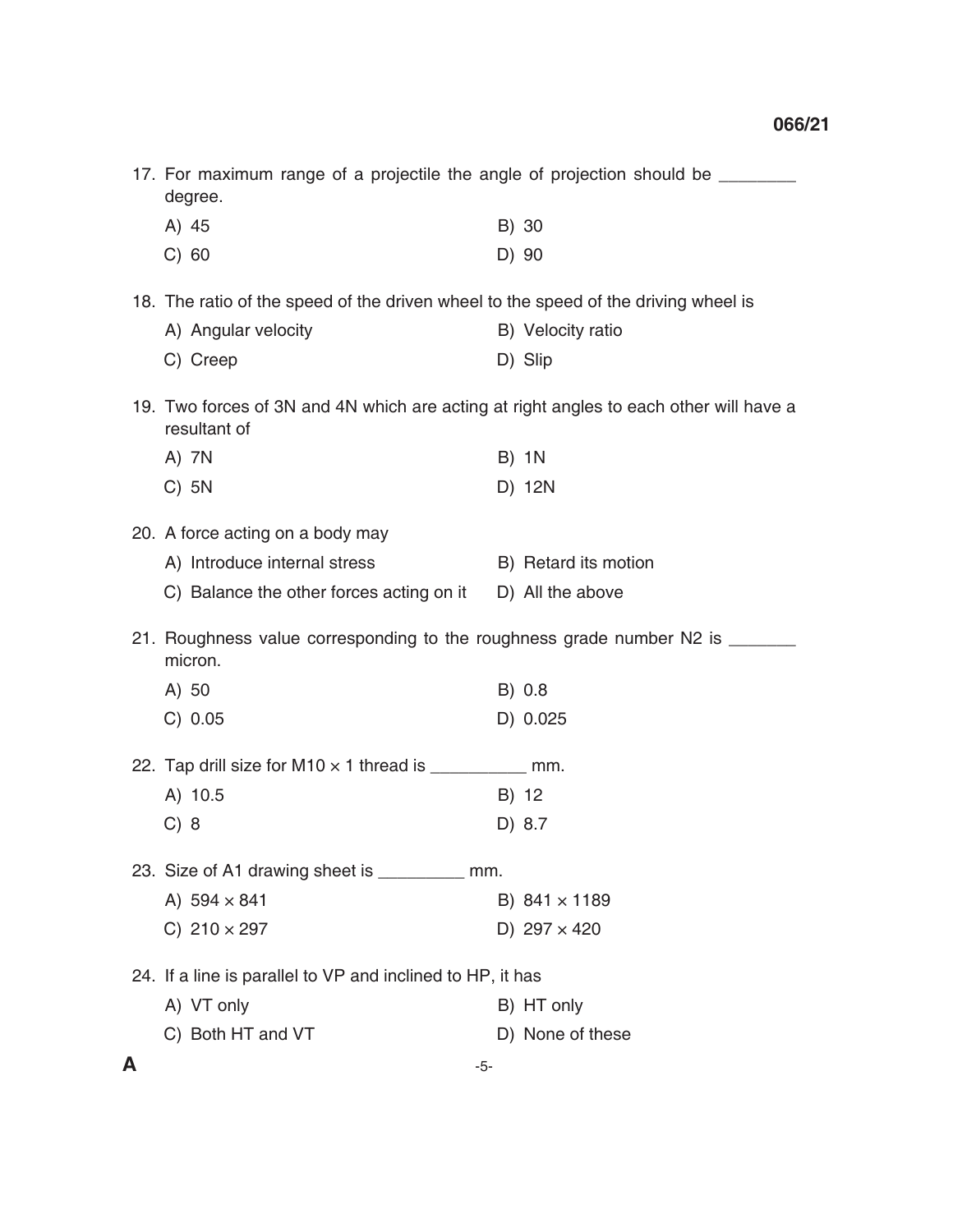17. For maximum range of a projectile the angle of projection should be ________ degree.

    A) 45
    B) 30
    C) 60
    D) 90

18. The ratio of the speed of the driven wheel to the speed of the driving wheel is

    A) Angular velocity
    B) Velocity ratio
    C) Creep
    D) Slip

19. Two forces of 3N and 4N which are acting at right angles to each other will have a resultant of

    A) 7N
    B) 1N
    C) 5N
    D) 12N

20. A force acting on a body may

    A) Introduce internal stress
    B) Retard its motion
    C) Balance the other forces acting on it
    D) All the above

21. Roughness value corresponding to the roughness grade number N2 is _______ micron.

    A) 50
    B) 0.8
    C) 0.05
    D) 0.025

22. Tap drill size for M10 × 1 thread is __________ mm.

    A) 10.5
    B) 12
    C) 8
    D) 8.7

23. Size of A1 drawing sheet is _________ mm.

    A) 594 × 841
    B) 841 × 1189
    C) 210 × 297
    D) 297 × 420

24. If a line is parallel to VP and inclined to HP, it has

    A) VT only
    B) HT only
    C) Both HT and VT
    D) None of these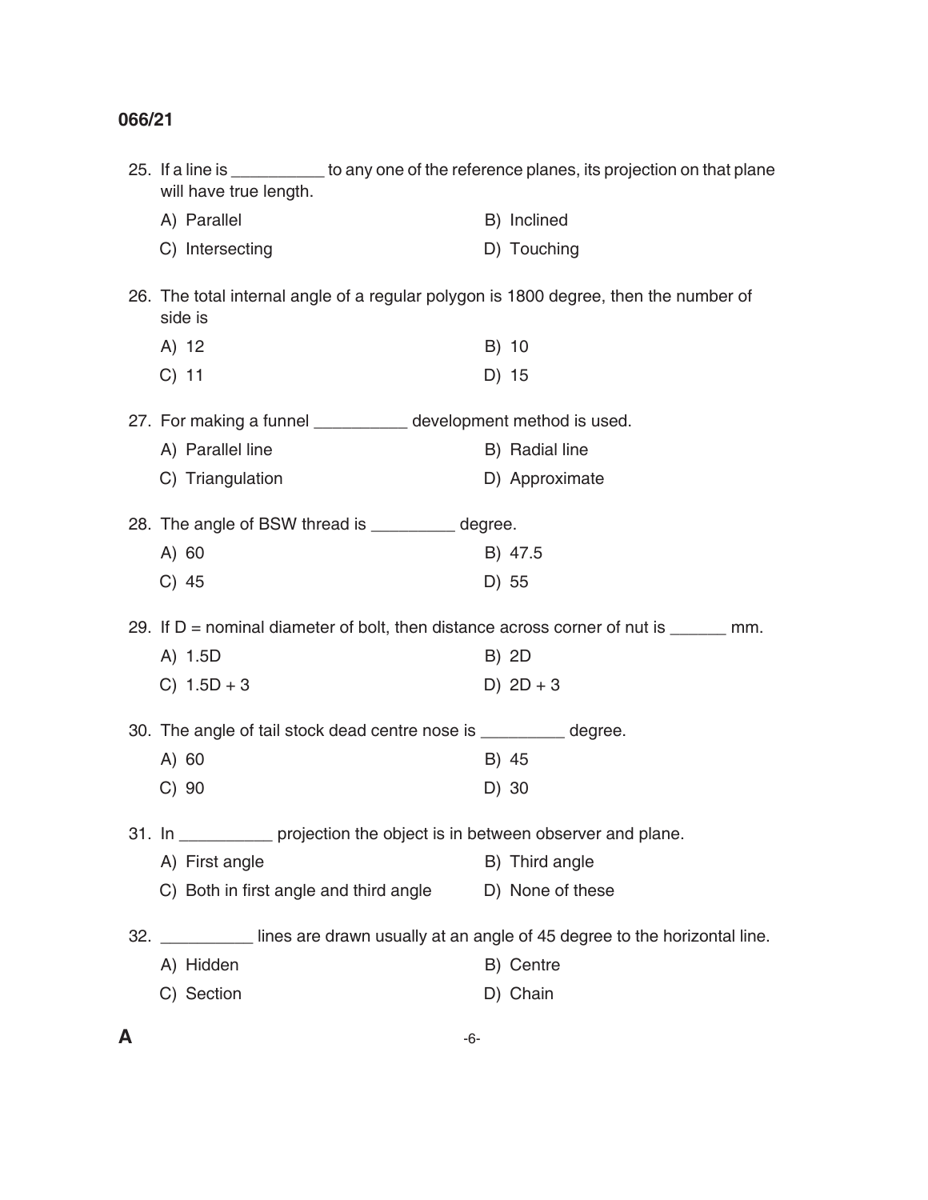25. If a line is __________ to any one of the reference planes, its projection on that plane will have true length.

A) Parallel
B) Inclined
C) Intersecting
D) Touching

26. The total internal angle of a regular polygon is 1800 degree, then the number of side is

A) 12
B) 10
C) 11
D) 15

27. For making a funnel __________ development method is used.

A) Parallel line
B) Radial line
C) Triangulation
D) Approximate

28. The angle of BSW thread is _________ degree.

A) 60
B) 47.5
C) 45
D) 55

29. If D = nominal diameter of bolt, then distance across corner of nut is ______ mm.

A) 1.5D
B) 2D
C) 1.5D + 3
D) 2D + 3

30. The angle of tail stock dead centre nose is _________ degree.

A) 60
B) 45
C) 90
D) 30

31. In __________ projection the object is in between observer and plane.

A) First angle
B) Third angle
C) Both in first angle and third angle
D) None of these

32. __________ lines are drawn usually at an angle of 45 degree to the horizontal line.

A) Hidden
B) Centre
C) Section
D) Chain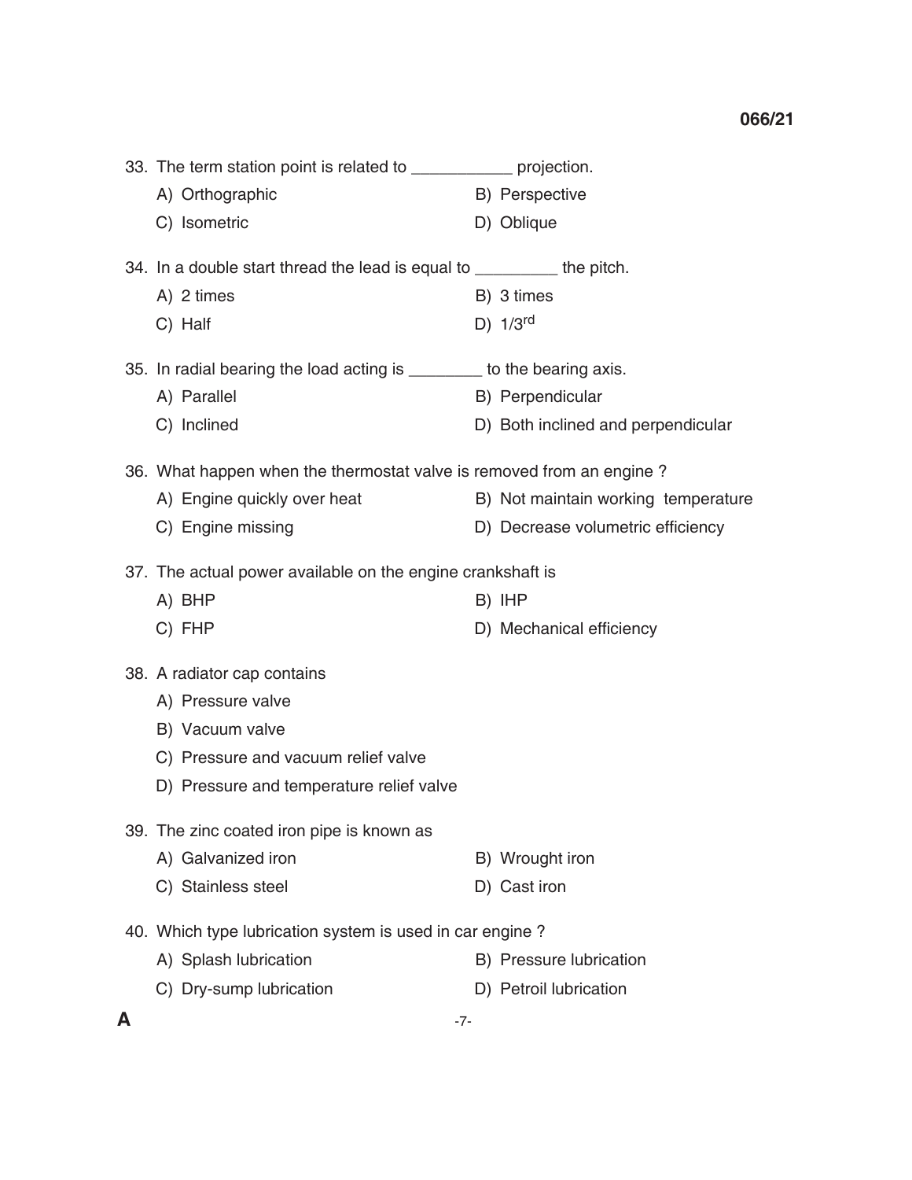33. The term station point is related to ___________ projection.

A) Orthographic
B) Perspective
C) Isometric
D) Oblique

34. In a double start thread the lead is equal to _________ the pitch.

A) 2 times
B) 3 times
C) Half
D) $1/3^{rd}$

35. In radial bearing the load acting is ________ to the bearing axis.

A) Parallel
B) Perpendicular
C) Inclined
D) Both inclined and perpendicular

36. What happen when the thermostat valve is removed from an engine ?

A) Engine quickly over heat
B) Not maintain working temperature
C) Engine missing
D) Decrease volumetric efficiency

37. The actual power available on the engine crankshaft is

A) BHP
B) IHP
C) FHP
D) Mechanical efficiency

38. A radiator cap contains

A) Pressure valve
B) Vacuum valve
C) Pressure and vacuum relief valve
D) Pressure and temperature relief valve

39. The zinc coated iron pipe is known as

A) Galvanized iron
B) Wrought iron
C) Stainless steel
D) Cast iron

40. Which type lubrication system is used in car engine ?

A) Splash lubrication
B) Pressure lubrication
C) Dry-sump lubrication
D) Petroil lubrication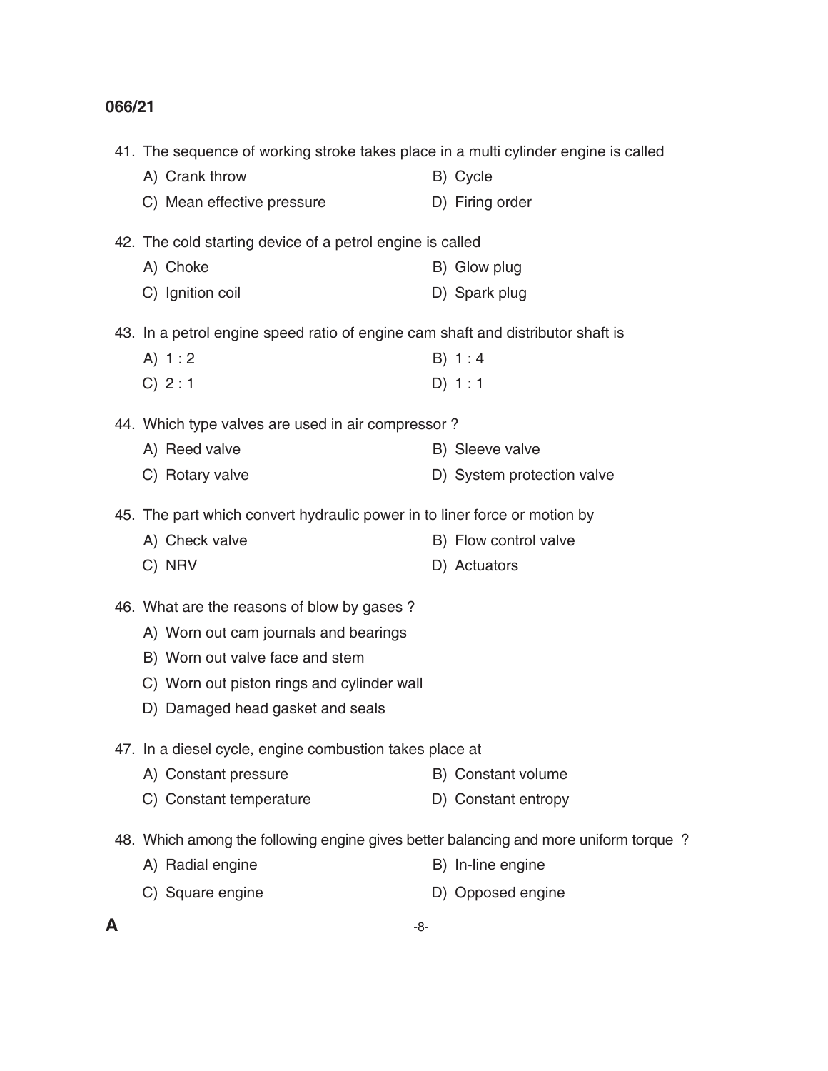41. The sequence of working stroke takes place in a multi cylinder engine is called

    A) Crank throw
    B) Cycle
    C) Mean effective pressure
    D) Firing order

42. The cold starting device of a petrol engine is called

    A) Choke
    B) Glow plug
    C) Ignition coil
    D) Spark plug

43. In a petrol engine speed ratio of engine cam shaft and distributor shaft is

    A) 1 : 2
    B) 1 : 4
    C) 2 : 1
    D) 1 : 1

44. Which type valves are used in air compressor ?

    A) Reed valve
    B) Sleeve valve
    C) Rotary valve
    D) System protection valve

45. The part which convert hydraulic power in to liner force or motion by

    A) Check valve
    B) Flow control valve
    C) NRV
    D) Actuators

46. What are the reasons of blow by gases ?

    A) Worn out cam journals and bearings
    B) Worn out valve face and stem
    C) Worn out piston rings and cylinder wall
    D) Damaged head gasket and seals

47. In a diesel cycle, engine combustion takes place at

    A) Constant pressure
    B) Constant volume
    C) Constant temperature
    D) Constant entropy

48. Which among the following engine gives better balancing and more uniform torque ?

    A) Radial engine
    B) In-line engine
    C) Square engine
    D) Opposed engine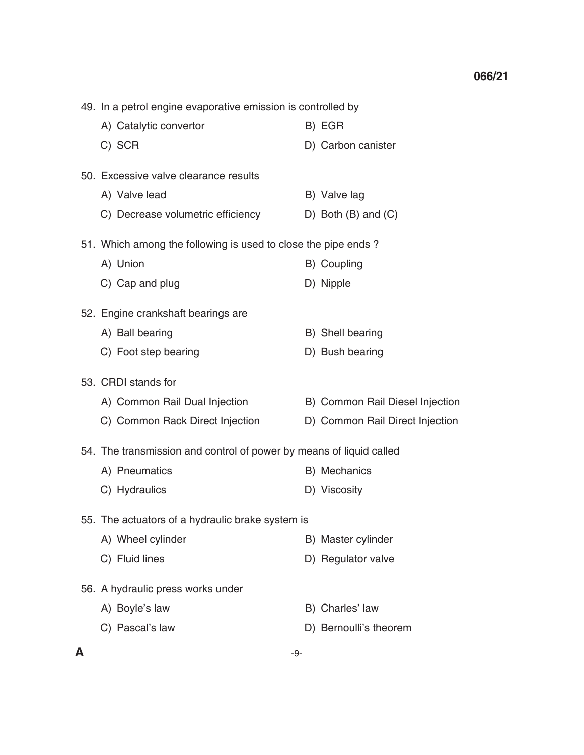49. In a petrol engine evaporative emission is controlled by

A) Catalytic convertor
B) EGR
C) SCR
D) Carbon canister

50. Excessive valve clearance results

A) Valve lead
B) Valve lag
C) Decrease volumetric efficiency
D) Both (B) and (C)

51. Which among the following is used to close the pipe ends ?

A) Union
B) Coupling
C) Cap and plug
D) Nipple

52. Engine crankshaft bearings are

A) Ball bearing
B) Shell bearing
C) Foot step bearing
D) Bush bearing

53. CRDI stands for

A) Common Rail Dual Injection
B) Common Rail Diesel Injection
C) Common Rack Direct Injection
D) Common Rail Direct Injection

54. The transmission and control of power by means of liquid called

A) Pneumatics
B) Mechanics
C) Hydraulics
D) Viscosity

55. The actuators of a hydraulic brake system is

A) Wheel cylinder
B) Master cylinder
C) Fluid lines
D) Regulator valve

56. A hydraulic press works under

A) Boyle's law
B) Charles' law
C) Pascal's law
D) Bernoulli's theorem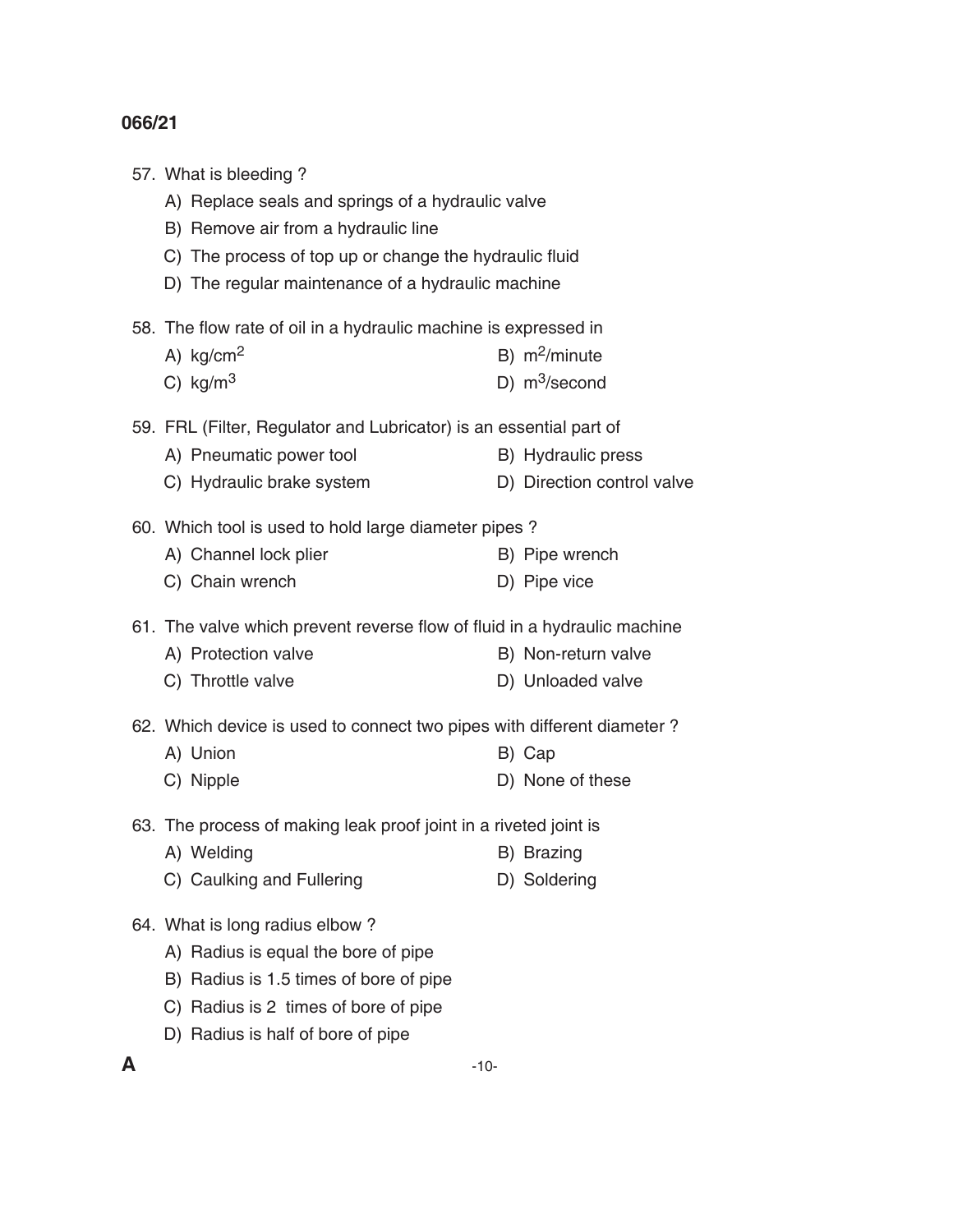57. What is bleeding ?
    A) Replace seals and springs of a hydraulic valve
    B) Remove air from a hydraulic line
    C) The process of top up or change the hydraulic fluid
    D) The regular maintenance of a hydraulic machine

58. The flow rate of oil in a hydraulic machine is expressed in
    A) $kg/cm^2$
    B) $m^2/minute$
    C) $kg/m^3$
    D) $m^3/second$

59. FRL (Filter, Regulator and Lubricator) is an essential part of
    A) Pneumatic power tool
    B) Hydraulic press
    C) Hydraulic brake system
    D) Direction control valve

60. Which tool is used to hold large diameter pipes ?
    A) Channel lock plier
    B) Pipe wrench
    C) Chain wrench
    D) Pipe vice

61. The valve which prevent reverse flow of fluid in a hydraulic machine
    A) Protection valve
    B) Non-return valve
    C) Throttle valve
    D) Unloaded valve

62. Which device is used to connect two pipes with different diameter ?
    A) Union
    B) Cap
    C) Nipple
    D) None of these

63. The process of making leak proof joint in a riveted joint is
    A) Welding
    B) Brazing
    C) Caulking and Fullering
    D) Soldering

64. What is long radius elbow ?
    A) Radius is equal the bore of pipe
    B) Radius is 1.5 times of bore of pipe
    C) Radius is 2 times of bore of pipe
    D) Radius is half of bore of pipe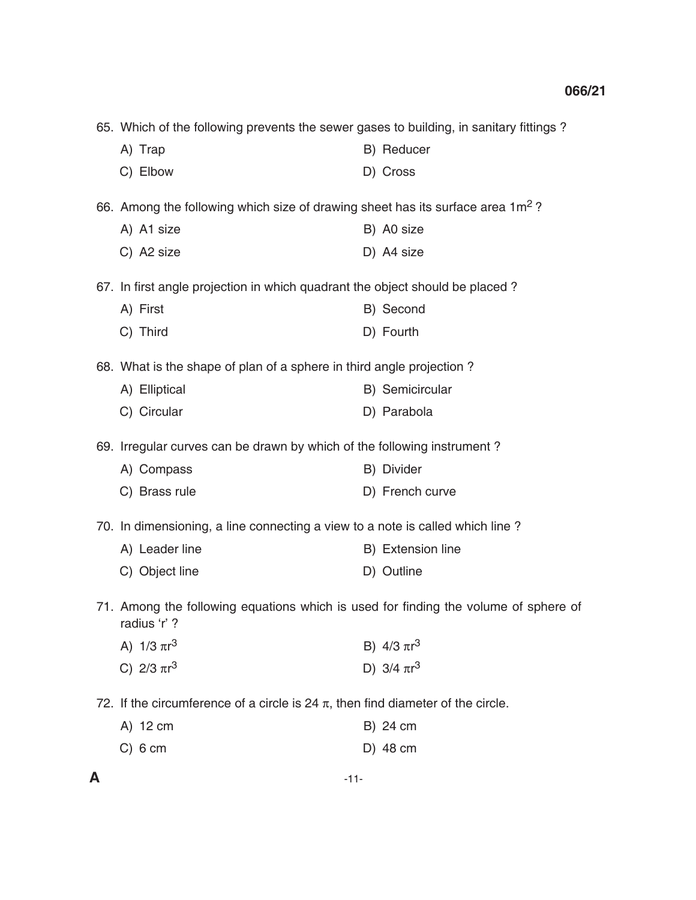65. Which of the following prevents the sewer gases to building, in sanitary fittings ?

A) Trap
B) Reducer
C) Elbow
D) Cross

66. Among the following which size of drawing sheet has its surface area $1m^2$ ?

A) A1 size
B) A0 size
C) A2 size
D) A4 size

67. In first angle projection in which quadrant the object should be placed ?

A) First
B) Second
C) Third
D) Fourth

68. What is the shape of plan of a sphere in third angle projection ?

A) Elliptical
B) Semicircular
C) Circular
D) Parabola

69. Irregular curves can be drawn by which of the following instrument ?

A) Compass
B) Divider
C) Brass rule
D) French curve

70. In dimensioning, a line connecting a view to a note is called which line ?

A) Leader line
B) Extension line
C) Object line
D) Outline

71. Among the following equations which is used for finding the volume of sphere of radius 'r' ?

A) $1/3 \pi r^3$
B) $4/3 \pi r^3$
C) $2/3 \pi r^3$
D) $3/4 \pi r^3$

72. If the circumference of a circle is $24 \pi$, then find diameter of the circle.

A) 12 cm
B) 24 cm
C) 6 cm
D) 48 cm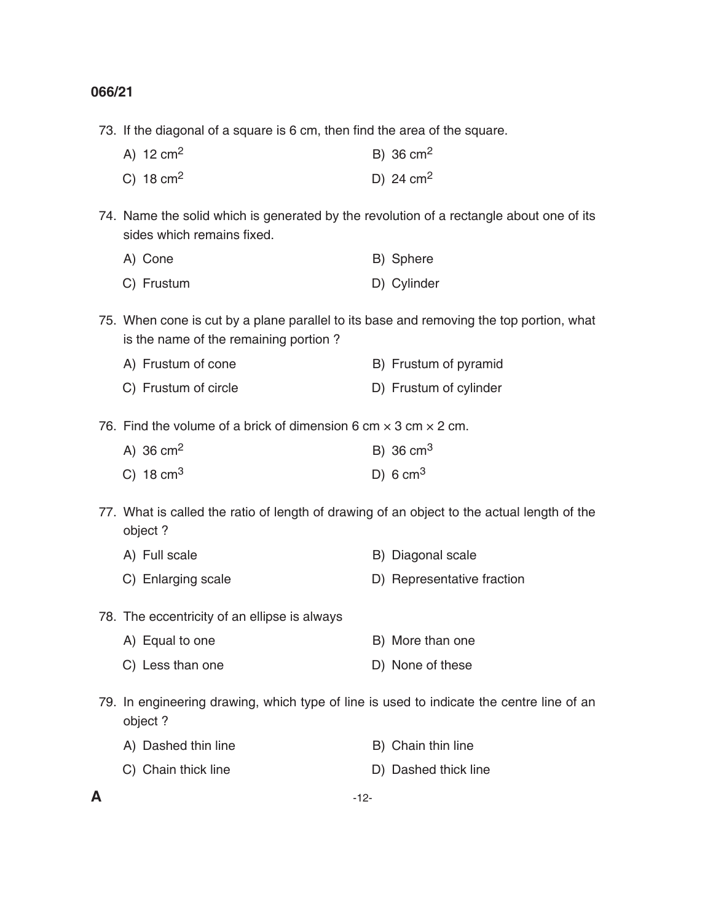73. If the diagonal of a square is 6 cm, then find the area of the square.

A) 12 $cm^2$ B) 36 $cm^2$

C) 18 $cm^2$ D) 24 $cm^2$

74. Name the solid which is generated by the revolution of a rectangle about one of its sides which remains fixed.

A) Cone B) Sphere

C) Frustum D) Cylinder

75. When cone is cut by a plane parallel to its base and removing the top portion, what is the name of the remaining portion ?

A) Frustum of cone B) Frustum of pyramid

C) Frustum of circle D) Frustum of cylinder

76. Find the volume of a brick of dimension 6 cm $\times$ 3 cm $\times$ 2 cm.

A) 36 $cm^2$ B) 36 $cm^3$

C) 18 $cm^3$ D) 6 $cm^3$

77. What is called the ratio of length of drawing of an object to the actual length of the object ?

A) Full scale B) Diagonal scale

C) Enlarging scale D) Representative fraction

78. The eccentricity of an ellipse is always

A) Equal to one B) More than one

C) Less than one D) None of these

79. In engineering drawing, which type of line is used to indicate the centre line of an object ?

A) Dashed thin line B) Chain thin line

C) Chain thick line D) Dashed thick line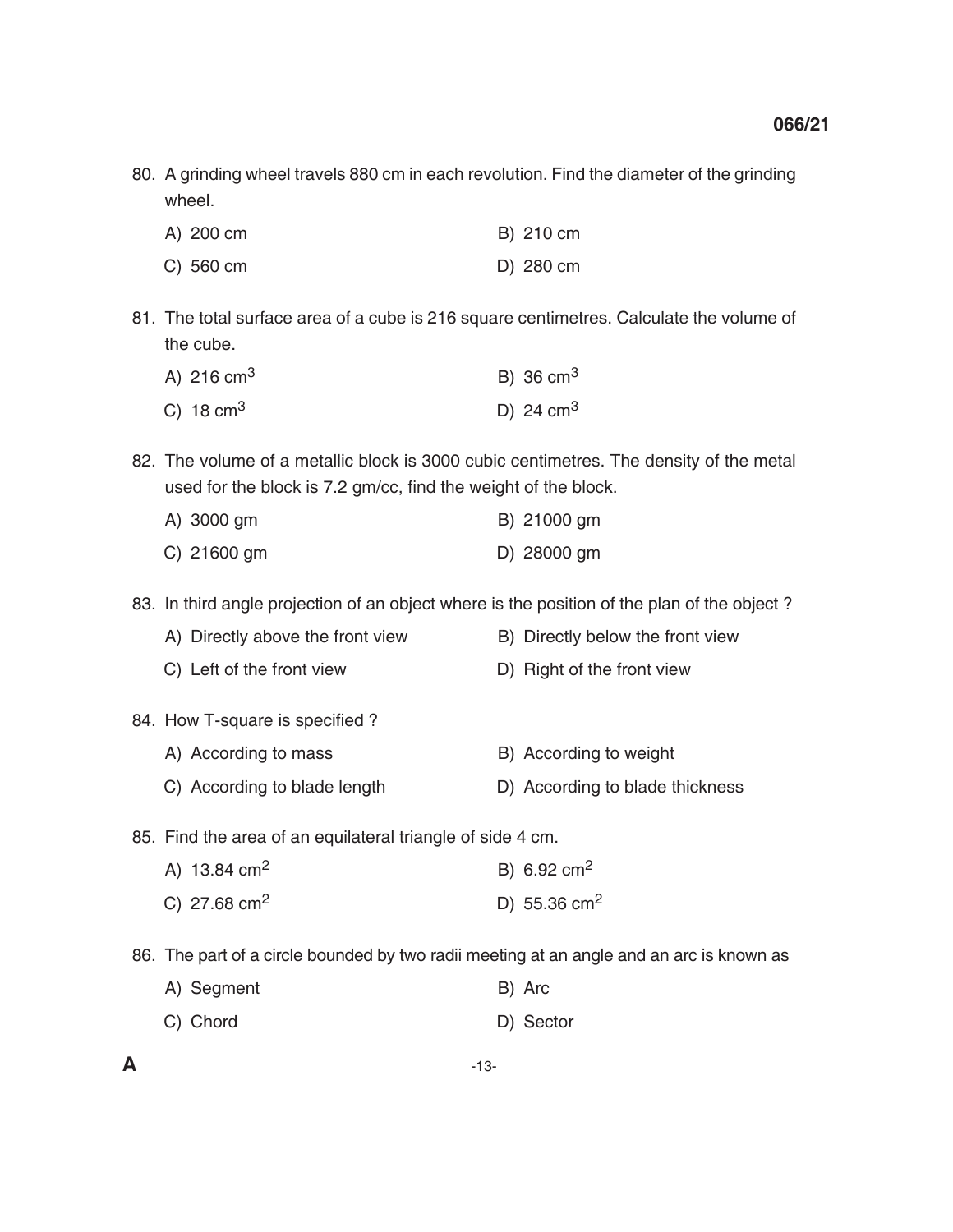80. A grinding wheel travels 880 cm in each revolution. Find the diameter of the grinding wheel.

A) 200 cm
B) 210 cm
C) 560 cm
D) 280 cm

81. The total surface area of a cube is 216 square centimetres. Calculate the volume of the cube.

A) 216 $cm^3$
B) 36 $cm^3$
C) 18 $cm^3$
D) 24 $cm^3$

82. The volume of a metallic block is 3000 cubic centimetres. The density of the metal used for the block is 7.2 gm/cc, find the weight of the block.

A) 3000 gm
B) 21000 gm
C) 21600 gm
D) 28000 gm

83. In third angle projection of an object where is the position of the plan of the object ?

A) Directly above the front view
B) Directly below the front view
C) Left of the front view
D) Right of the front view

84. How T-square is specified ?

A) According to mass
B) According to weight
C) According to blade length
D) According to blade thickness

85. Find the area of an equilateral triangle of side 4 cm.

A) 13.84 $cm^2$
B) 6.92 $cm^2$
C) 27.68 $cm^2$
D) 55.36 $cm^2$

86. The part of a circle bounded by two radii meeting at an angle and an arc is known as

A) Segment
B) Arc
C) Chord
D) Sector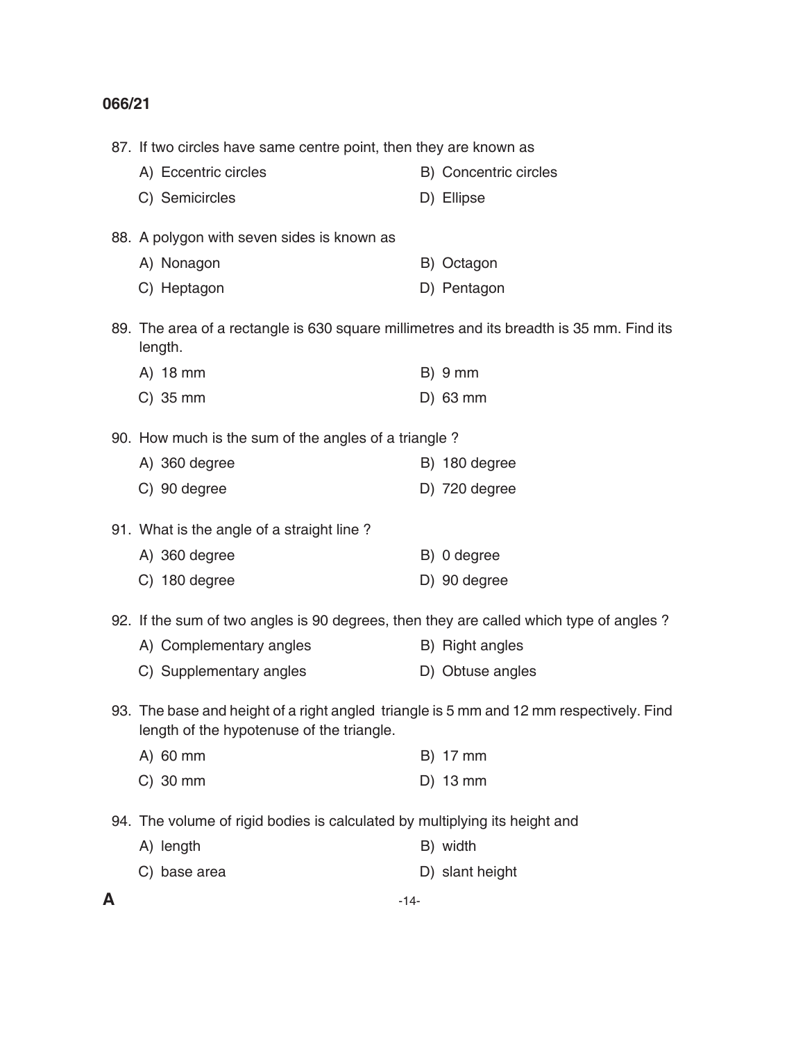87. If two circles have same centre point, then they are known as
   - A) Eccentric circles
   - B) Concentric circles
   - C) Semicircles
   - D) Ellipse

88. A polygon with seven sides is known as
   - A) Nonagon
   - B) Octagon
   - C) Heptagon
   - D) Pentagon

89. The area of a rectangle is 630 square millimetres and its breadth is 35 mm. Find its length.
   - A) 18 mm
   - B) 9 mm
   - C) 35 mm
   - D) 63 mm

90. How much is the sum of the angles of a triangle ?
   - A) 360 degree
   - B) 180 degree
   - C) 90 degree
   - D) 720 degree

91. What is the angle of a straight line ?
   - A) 360 degree
   - B) 0 degree
   - C) 180 degree
   - D) 90 degree

92. If the sum of two angles is 90 degrees, then they are called which type of angles ?
   - A) Complementary angles
   - B) Right angles
   - C) Supplementary angles
   - D) Obtuse angles

93. The base and height of a right angled triangle is 5 mm and 12 mm respectively. Find length of the hypotenuse of the triangle.
   - A) 60 mm
   - B) 17 mm
   - C) 30 mm
   - D) 13 mm

94. The volume of rigid bodies is calculated by multiplying its height and
   - A) length
   - B) width
   - C) base area
   - D) slant height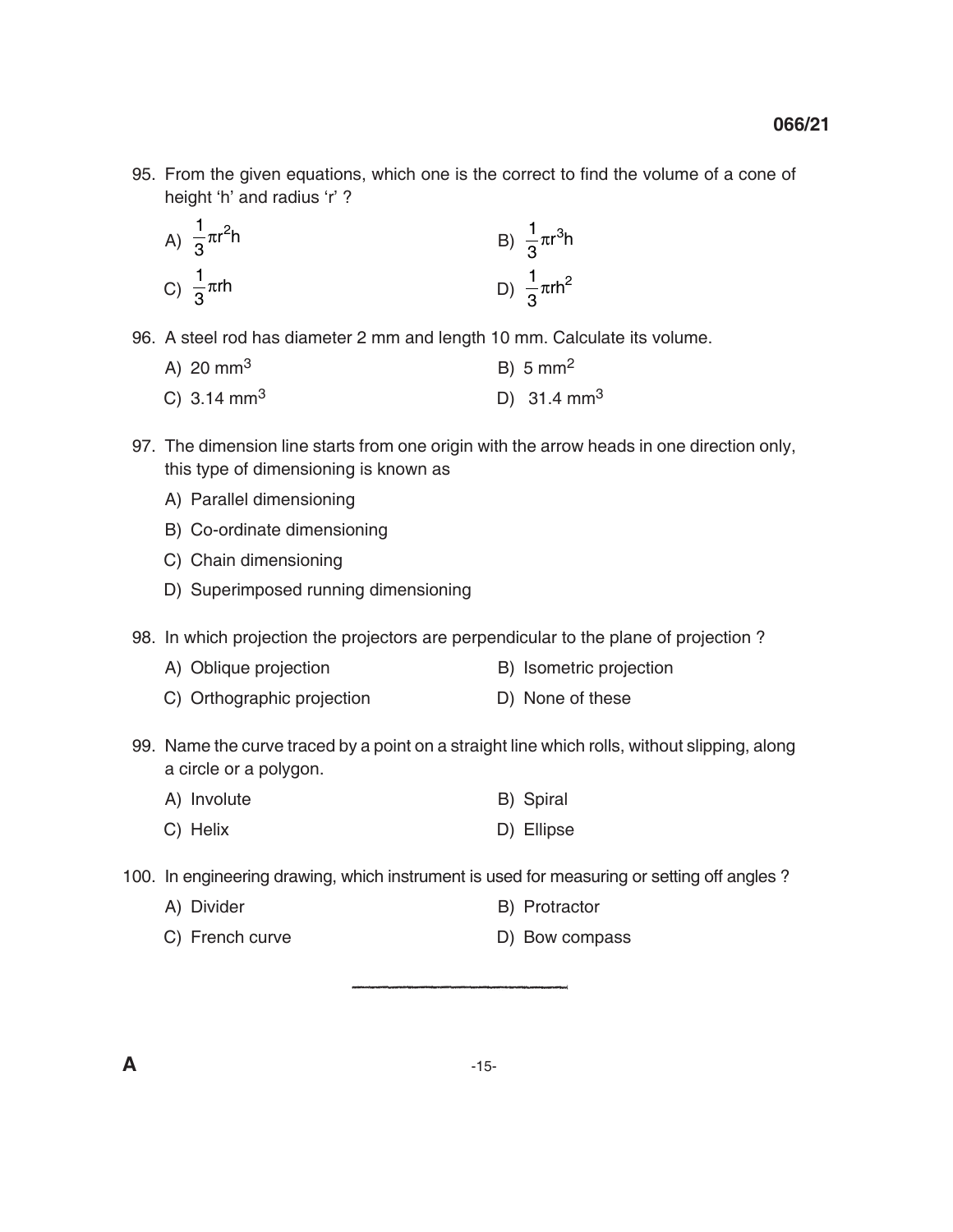95. From the given equations, which one is the correct to find the volume of a cone of height 'h' and radius 'r' ?

A) $\frac{1}{3}\pi r^2 h$

B) $\frac{1}{3}\pi r^3 h$

C) $\frac{1}{3}\pi rh$

D) $\frac{1}{3}\pi rh^2$

96. A steel rod has diameter 2 mm and length 10 mm. Calculate its volume.

A) 20 $mm^3$

B) 5 $mm^2$

C) 3.14 $mm^3$

D) 31.4 $mm^3$

97. The dimension line starts from one origin with the arrow heads in one direction only, this type of dimensioning is known as

A) Parallel dimensioning

B) Co-ordinate dimensioning

C) Chain dimensioning

D) Superimposed running dimensioning

98. In which projection the projectors are perpendicular to the plane of projection ?

A) Oblique projection

B) Isometric projection

C) Orthographic projection

D) None of these

99. Name the curve traced by a point on a straight line which rolls, without slipping, along a circle or a polygon.

A) Involute

B) Spiral

C) Helix

D) Ellipse

100. In engineering drawing, which instrument is used for measuring or setting off angles ?

A) Divider

B) Protractor

C) French curve

D) Bow compass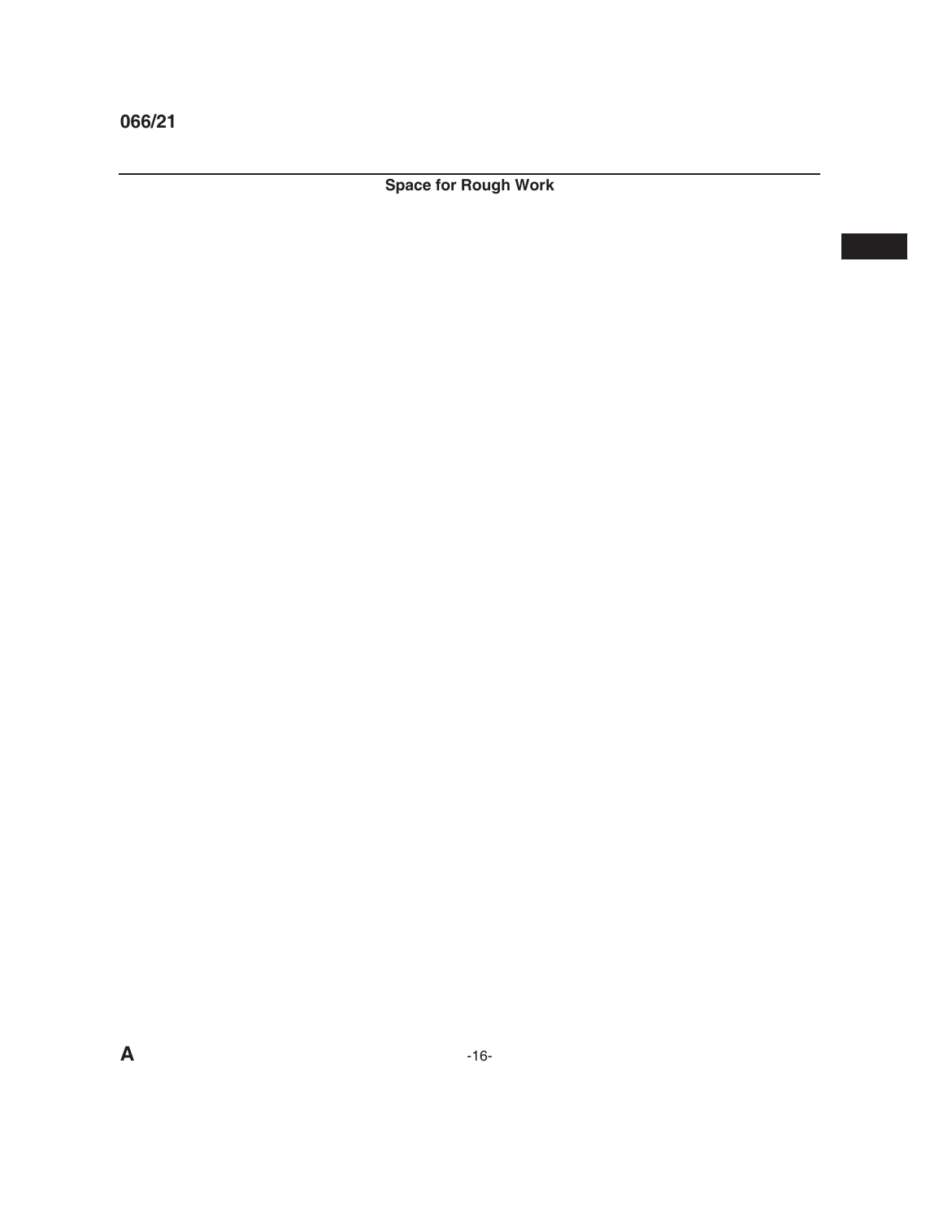**Space for Rough Work**